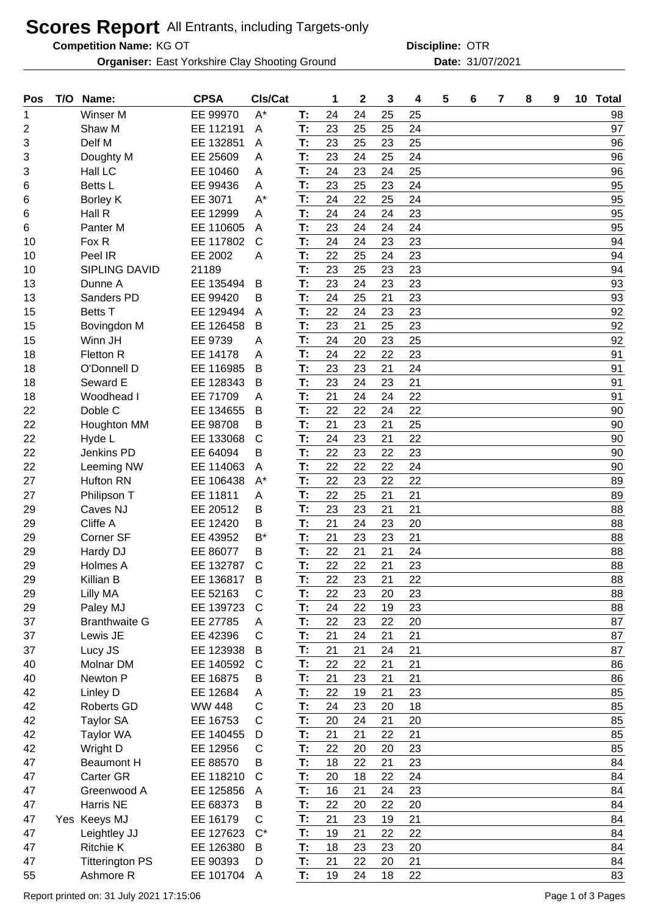# Scores Report All Entrants, including Targets-only

**Competition Name:** KG OT **Discipline:** OTR

**Organiser:** East Yorkshire Clay Shooting Ground **Date:** 31/07/2021

| Pos | T/O | Name: | CPSA | Cls/Cat | | 1 | 2 | 3 | 4 | 5 | 6 | 7 | 8 | 9 | 10 | Total |
|---|---|---|---|---|---|---|---|---|---|---|---|---|---|---|---|---|
| 1 | | Winser M | EE 99970 | A* | T: | 24 | 24 | 25 | 25 | | | | | | | 98 |
| 2 | | Shaw M | EE 112191 | A | T: | 23 | 25 | 25 | 24 | | | | | | | 97 |
| 3 | | Delf M | EE 132851 | A | T: | 23 | 25 | 23 | 25 | | | | | | | 96 |
| 3 | | Doughty M | EE 25609 | A | T: | 23 | 24 | 25 | 24 | | | | | | | 96 |
| 3 | | Hall LC | EE 10460 | A | T: | 24 | 23 | 24 | 25 | | | | | | | 96 |
| 6 | | Betts L | EE 99436 | A | T: | 23 | 25 | 23 | 24 | | | | | | | 95 |
| 6 | | Borley K | EE 3071 | A* | T: | 24 | 22 | 25 | 24 | | | | | | | 95 |
| 6 | | Hall R | EE 12999 | A | T: | 24 | 24 | 24 | 23 | | | | | | | 95 |
| 6 | | Panter M | EE 110605 | A | T: | 23 | 24 | 24 | 24 | | | | | | | 95 |
| 10 | | Fox R | EE 117802 | C | T: | 24 | 24 | 23 | 23 | | | | | | | 94 |
| 10 | | Peel IR | EE 2002 | A | T: | 22 | 25 | 24 | 23 | | | | | | | 94 |
| 10 | | SIPLING DAVID | 21189 | | T: | 23 | 25 | 23 | 23 | | | | | | | 94 |
| 13 | | Dunne A | EE 135494 | B | T: | 23 | 24 | 23 | 23 | | | | | | | 93 |
| 13 | | Sanders PD | EE 99420 | B | T: | 24 | 25 | 21 | 23 | | | | | | | 93 |
| 15 | | Betts T | EE 129494 | A | T: | 22 | 24 | 23 | 23 | | | | | | | 92 |
| 15 | | Bovingdon M | EE 126458 | B | T: | 23 | 21 | 25 | 23 | | | | | | | 92 |
| 15 | | Winn JH | EE 9739 | A | T: | 24 | 20 | 23 | 25 | | | | | | | 92 |
| 18 | | Fletton R | EE 14178 | A | T: | 24 | 22 | 22 | 23 | | | | | | | 91 |
| 18 | | O'Donnell D | EE 116985 | B | T: | 23 | 23 | 21 | 24 | | | | | | | 91 |
| 18 | | Seward E | EE 128343 | B | T: | 23 | 24 | 23 | 21 | | | | | | | 91 |
| 18 | | Woodhead I | EE 71709 | A | T: | 21 | 24 | 24 | 22 | | | | | | | 91 |
| 22 | | Doble C | EE 134655 | B | T: | 22 | 22 | 24 | 22 | | | | | | | 90 |
| 22 | | Houghton MM | EE 98708 | B | T: | 21 | 23 | 21 | 25 | | | | | | | 90 |
| 22 | | Hyde L | EE 133068 | C | T: | 24 | 23 | 21 | 22 | | | | | | | 90 |
| 22 | | Jenkins PD | EE 64094 | B | T: | 22 | 23 | 22 | 23 | | | | | | | 90 |
| 22 | | Leeming NW | EE 114063 | A | T: | 22 | 22 | 22 | 24 | | | | | | | 90 |
| 27 | | Hufton RN | EE 106438 | A* | T: | 22 | 23 | 22 | 22 | | | | | | | 89 |
| 27 | | Philipson T | EE 11811 | A | T: | 22 | 25 | 21 | 21 | | | | | | | 89 |
| 29 | | Caves NJ | EE 20512 | B | T: | 23 | 23 | 21 | 21 | | | | | | | 88 |
| 29 | | Cliffe A | EE 12420 | B | T: | 21 | 24 | 23 | 20 | | | | | | | 88 |
| 29 | | Corner SF | EE 43952 | B* | T: | 21 | 23 | 23 | 21 | | | | | | | 88 |
| 29 | | Hardy DJ | EE 86077 | B | T: | 22 | 21 | 21 | 24 | | | | | | | 88 |
| 29 | | Holmes A | EE 132787 | C | T: | 22 | 22 | 21 | 23 | | | | | | | 88 |
| 29 | | Killian B | EE 136817 | B | T: | 22 | 23 | 21 | 22 | | | | | | | 88 |
| 29 | | Lilly MA | EE 52163 | C | T: | 22 | 23 | 20 | 23 | | | | | | | 88 |
| 29 | | Paley MJ | EE 139723 | C | T: | 24 | 22 | 19 | 23 | | | | | | | 88 |
| 37 | | Branthwaite G | EE 27785 | A | T: | 22 | 23 | 22 | 20 | | | | | | | 87 |
| 37 | | Lewis JE | EE 42396 | C | T: | 21 | 24 | 21 | 21 | | | | | | | 87 |
| 37 | | Lucy JS | EE 123938 | B | T: | 21 | 21 | 24 | 21 | | | | | | | 87 |
| 40 | | Molnar DM | EE 140592 | C | T: | 22 | 22 | 21 | 21 | | | | | | | 86 |
| 40 | | Newton P | EE 16875 | B | T: | 21 | 23 | 21 | 21 | | | | | | | 86 |
| 42 | | Linley D | EE 12684 | A | T: | 22 | 19 | 21 | 23 | | | | | | | 85 |
| 42 | | Roberts GD | WW 448 | C | T: | 24 | 23 | 20 | 18 | | | | | | | 85 |
| 42 | | Taylor SA | EE 16753 | C | T: | 20 | 24 | 21 | 20 | | | | | | | 85 |
| 42 | | Taylor WA | EE 140455 | D | T: | 21 | 21 | 22 | 21 | | | | | | | 85 |
| 42 | | Wright D | EE 12956 | C | T: | 22 | 20 | 20 | 23 | | | | | | | 85 |
| 47 | | Beaumont H | EE 88570 | B | T: | 18 | 22 | 21 | 23 | | | | | | | 84 |
| 47 | | Carter GR | EE 118210 | C | T: | 20 | 18 | 22 | 24 | | | | | | | 84 |
| 47 | | Greenwood A | EE 125856 | A | T: | 16 | 21 | 24 | 23 | | | | | | | 84 |
| 47 | | Harris NE | EE 68373 | B | T: | 22 | 20 | 22 | 20 | | | | | | | 84 |
| 47 | Yes | Keeys MJ | EE 16179 | C | T: | 21 | 23 | 19 | 21 | | | | | | | 84 |
| 47 | | Leightley JJ | EE 127623 | C* | T: | 19 | 21 | 22 | 22 | | | | | | | 84 |
| 47 | | Ritchie K | EE 126380 | B | T: | 18 | 23 | 23 | 20 | | | | | | | 84 |
| 47 | | Titterington PS | EE 90393 | D | T: | 21 | 22 | 20 | 21 | | | | | | | 84 |
| 55 | | Ashmore R | EE 101704 | A | T: | 19 | 24 | 18 | 22 | | | | | | | 83 |

Report printed on: 31 July 2021 17:15:06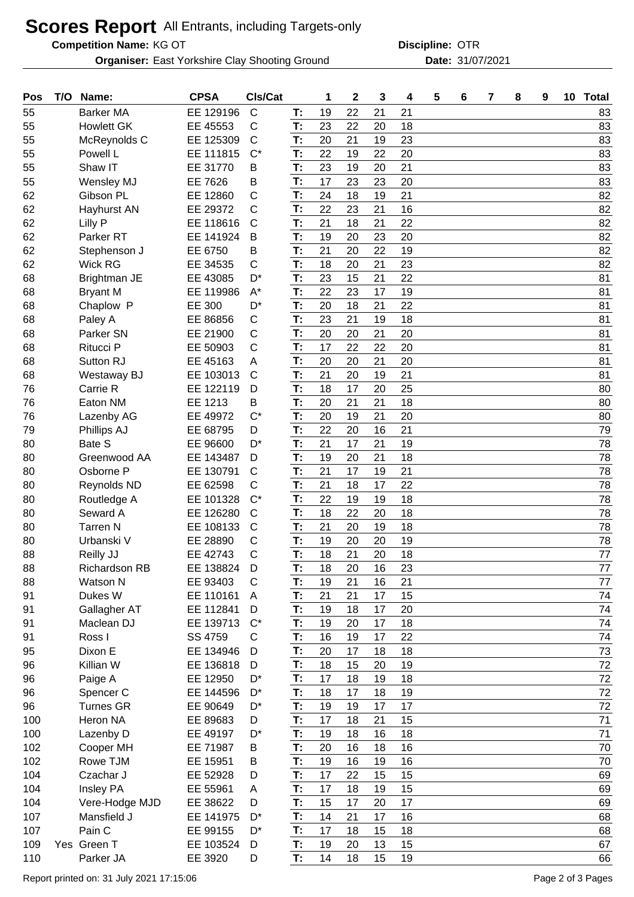# Scores Report All Entrants, including Targets-only

**Competition Name:** KG OT **Discipline:** OTR

**Organiser:** East Yorkshire Clay Shooting Ground **Date:** 31/07/2021

| Pos | T/O | Name: | CPSA | Cls/Cat | | 1 | 2 | 3 | 4 | 5 | 6 | 7 | 8 | 9 | 10 | Total |
|---|---|---|---|---|---|---|---|---|---|---|---|---|---|---|---|---|
| 55 | | Barker MA | EE 129196 | C | T: | 19 | 22 | 21 | 21 | | | | | | | 83 |
| 55 | | Howlett GK | EE 45553 | C | T: | 23 | 22 | 20 | 18 | | | | | | | 83 |
| 55 | | McReynolds C | EE 125309 | C | T: | 20 | 21 | 19 | 23 | | | | | | | 83 |
| 55 | | Powell L | EE 111815 | C* | T: | 22 | 19 | 22 | 20 | | | | | | | 83 |
| 55 | | Shaw IT | EE 31770 | B | T: | 23 | 19 | 20 | 21 | | | | | | | 83 |
| 55 | | Wensley MJ | EE 7626 | B | T: | 17 | 23 | 23 | 20 | | | | | | | 83 |
| 62 | | Gibson PL | EE 12860 | C | T: | 24 | 18 | 19 | 21 | | | | | | | 82 |
| 62 | | Hayhurst AN | EE 29372 | C | T: | 22 | 23 | 21 | 16 | | | | | | | 82 |
| 62 | | Lilly P | EE 118616 | C | T: | 21 | 18 | 21 | 22 | | | | | | | 82 |
| 62 | | Parker RT | EE 141924 | B | T: | 19 | 20 | 23 | 20 | | | | | | | 82 |
| 62 | | Stephenson J | EE 6750 | B | T: | 21 | 20 | 22 | 19 | | | | | | | 82 |
| 62 | | Wick RG | EE 34535 | C | T: | 18 | 20 | 21 | 23 | | | | | | | 82 |
| 68 | | Brightman JE | EE 43085 | D* | T: | 23 | 15 | 21 | 22 | | | | | | | 81 |
| 68 | | Bryant M | EE 119986 | A* | T: | 22 | 23 | 17 | 19 | | | | | | | 81 |
| 68 | | Chaplow P | EE 300 | D* | T: | 20 | 18 | 21 | 22 | | | | | | | 81 |
| 68 | | Paley A | EE 86856 | C | T: | 23 | 21 | 19 | 18 | | | | | | | 81 |
| 68 | | Parker SN | EE 21900 | C | T: | 20 | 20 | 21 | 20 | | | | | | | 81 |
| 68 | | Ritucci P | EE 50903 | C | T: | 17 | 22 | 22 | 20 | | | | | | | 81 |
| 68 | | Sutton RJ | EE 45163 | A | T: | 20 | 20 | 21 | 20 | | | | | | | 81 |
| 68 | | Westaway BJ | EE 103013 | C | T: | 21 | 20 | 19 | 21 | | | | | | | 81 |
| 76 | | Carrie R | EE 122119 | D | T: | 18 | 17 | 20 | 25 | | | | | | | 80 |
| 76 | | Eaton NM | EE 1213 | B | T: | 20 | 21 | 21 | 18 | | | | | | | 80 |
| 76 | | Lazenby AG | EE 49972 | C* | T: | 20 | 19 | 21 | 20 | | | | | | | 80 |
| 79 | | Phillips AJ | EE 68795 | D | T: | 22 | 20 | 16 | 21 | | | | | | | 79 |
| 80 | | Bate S | EE 96600 | D* | T: | 21 | 17 | 21 | 19 | | | | | | | 78 |
| 80 | | Greenwood AA | EE 143487 | D | T: | 19 | 20 | 21 | 18 | | | | | | | 78 |
| 80 | | Osborne P | EE 130791 | C | T: | 21 | 17 | 19 | 21 | | | | | | | 78 |
| 80 | | Reynolds ND | EE 62598 | C | T: | 21 | 18 | 17 | 22 | | | | | | | 78 |
| 80 | | Routledge A | EE 101328 | C* | T: | 22 | 19 | 19 | 18 | | | | | | | 78 |
| 80 | | Seward A | EE 126280 | C | T: | 18 | 22 | 20 | 18 | | | | | | | 78 |
| 80 | | Tarren N | EE 108133 | C | T: | 21 | 20 | 19 | 18 | | | | | | | 78 |
| 80 | | Urbanski V | EE 28890 | C | T: | 19 | 20 | 20 | 19 | | | | | | | 78 |
| 88 | | Reilly JJ | EE 42743 | C | T: | 18 | 21 | 20 | 18 | | | | | | | 77 |
| 88 | | Richardson RB | EE 138824 | D | T: | 18 | 20 | 16 | 23 | | | | | | | 77 |
| 88 | | Watson N | EE 93403 | C | T: | 19 | 21 | 16 | 21 | | | | | | | 77 |
| 91 | | Dukes W | EE 110161 | A | T: | 21 | 21 | 17 | 15 | | | | | | | 74 |
| 91 | | Gallagher AT | EE 112841 | D | T: | 19 | 18 | 17 | 20 | | | | | | | 74 |
| 91 | | Maclean DJ | EE 139713 | C* | T: | 19 | 20 | 17 | 18 | | | | | | | 74 |
| 91 | | Ross I | SS 4759 | C | T: | 16 | 19 | 17 | 22 | | | | | | | 74 |
| 95 | | Dixon E | EE 134946 | D | T: | 20 | 17 | 18 | 18 | | | | | | | 73 |
| 96 | | Killian W | EE 136818 | D | T: | 18 | 15 | 20 | 19 | | | | | | | 72 |
| 96 | | Paige A | EE 12950 | D* | T: | 17 | 18 | 19 | 18 | | | | | | | 72 |
| 96 | | Spencer C | EE 144596 | D* | T: | 18 | 17 | 18 | 19 | | | | | | | 72 |
| 96 | | Turnes GR | EE 90649 | D* | T: | 19 | 19 | 17 | 17 | | | | | | | 72 |
| 100 | | Heron NA | EE 89683 | D | T: | 17 | 18 | 21 | 15 | | | | | | | 71 |
| 100 | | Lazenby D | EE 49197 | D* | T: | 19 | 18 | 16 | 18 | | | | | | | 71 |
| 102 | | Cooper MH | EE 71987 | B | T: | 20 | 16 | 18 | 16 | | | | | | | 70 |
| 102 | | Rowe TJM | EE 15951 | B | T: | 19 | 16 | 19 | 16 | | | | | | | 70 |
| 104 | | Czachar J | EE 52928 | D | T: | 17 | 22 | 15 | 15 | | | | | | | 69 |
| 104 | | Insley PA | EE 55961 | A | T: | 17 | 18 | 19 | 15 | | | | | | | 69 |
| 104 | | Vere-Hodge MJD | EE 38622 | D | T: | 15 | 17 | 20 | 17 | | | | | | | 69 |
| 107 | | Mansfield J | EE 141975 | D* | T: | 14 | 21 | 17 | 16 | | | | | | | 68 |
| 107 | | Pain C | EE 99155 | D* | T: | 17 | 18 | 15 | 18 | | | | | | | 68 |
| 109 | Yes | Green T | EE 103524 | D | T: | 19 | 20 | 13 | 15 | | | | | | | 67 |
| 110 | | Parker JA | EE 3920 | D | T: | 14 | 18 | 15 | 19 | | | | | | | 66 |

Report printed on: 31 July 2021 17:15:06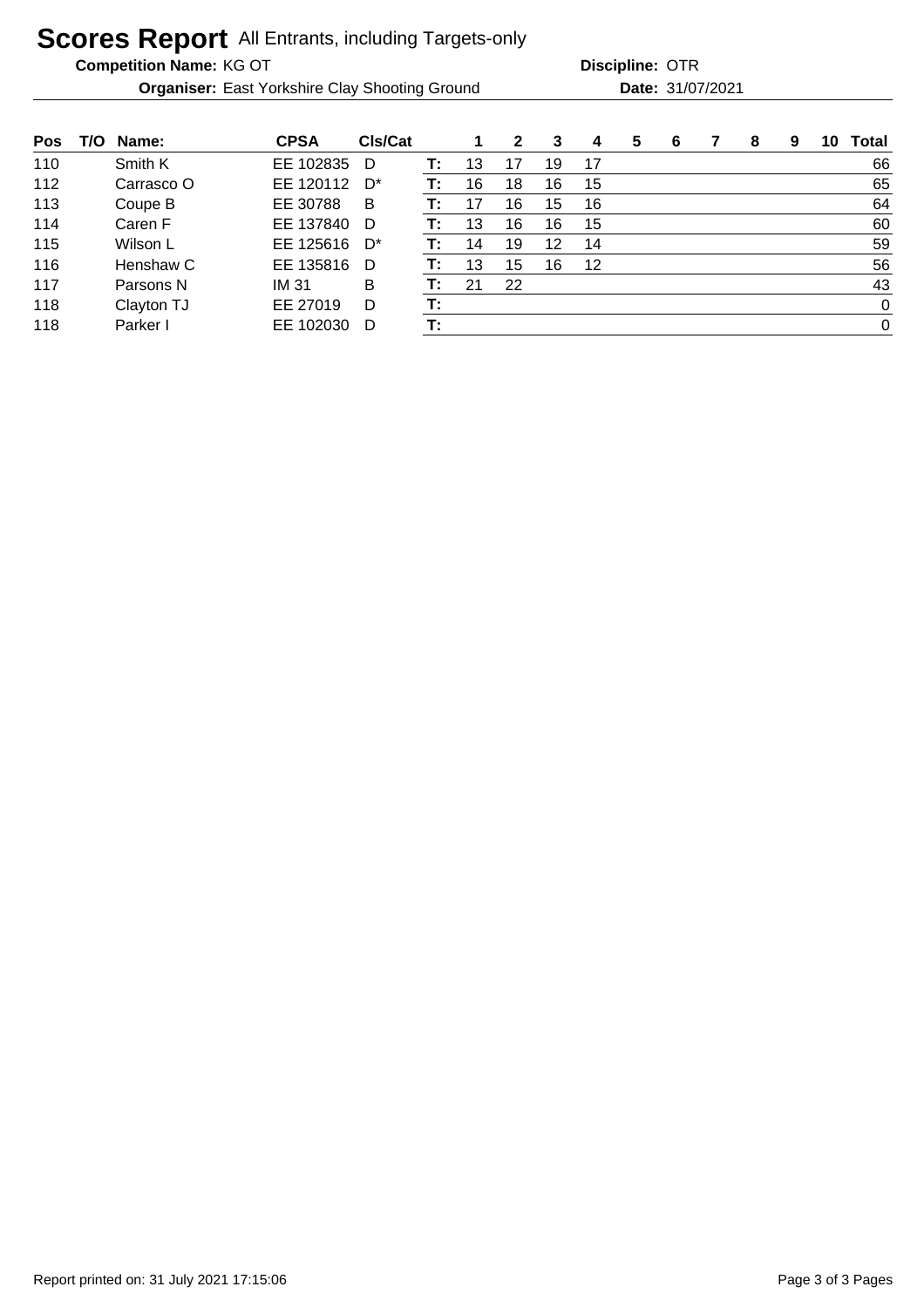# Scores Report All Entrants, including Targets-only

**Competition Name:** KG OT **Discipline:** OTR

**Organiser:** East Yorkshire Clay Shooting Ground **Date:** 31/07/2021

| Pos | T/O | Name: | CPSA | Cls/Cat | | 1 | 2 | 3 | 4 | 5 | 6 | 7 | 8 | 9 | 10 | Total |
|---|---|---|---|---|---|---|---|---|---|---|---|---|---|---|---|---|
| 110 | | Smith K | EE 102835 | D | T: | 13 | 17 | 19 | 17 | | | | | | | 66 |
| 112 | | Carrasco O | EE 120112 | D* | T: | 16 | 18 | 16 | 15 | | | | | | | 65 |
| 113 | | Coupe B | EE 30788 | B | T: | 17 | 16 | 15 | 16 | | | | | | | 64 |
| 114 | | Caren F | EE 137840 | D | T: | 13 | 16 | 16 | 15 | | | | | | | 60 |
| 115 | | Wilson L | EE 125616 | D* | T: | 14 | 19 | 12 | 14 | | | | | | | 59 |
| 116 | | Henshaw C | EE 135816 | D | T: | 13 | 15 | 16 | 12 | | | | | | | 56 |
| 117 | | Parsons N | IM 31 | B | T: | 21 | 22 | | | | | | | | | 43 |
| 118 | | Clayton TJ | EE 27019 | D | T: | | | | | | | | | | | 0 |
| 118 | | Parker I | EE 102030 | D | T: | | | | | | | | | | | 0 |

Report printed on: 31 July 2021 17:15:06